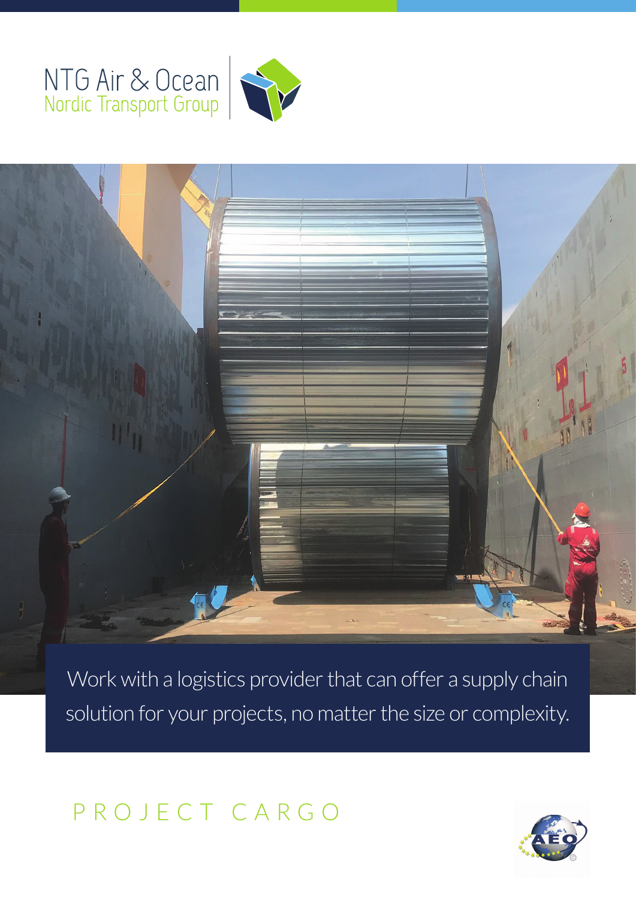NTG Air & Ocean
Nordic Transport Group

Work with a logistics provider that can offer a supply chain solution for your projects, no matter the size or complexity.

# PROJECT CARGO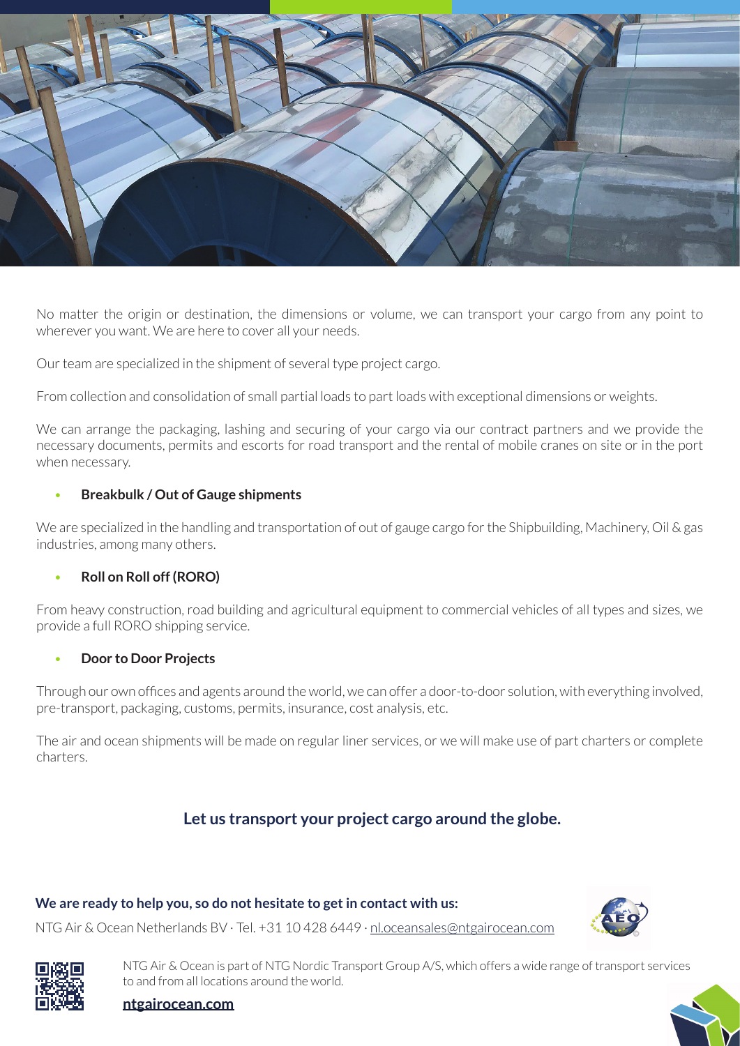No matter the origin or destination, the dimensions or volume, we can transport your cargo from any point to wherever you want. We are here to cover all your needs.

Our team are specialized in the shipment of several type project cargo.

From collection and consolidation of small partial loads to part loads with exceptional dimensions or weights.

We can arrange the packaging, lashing and securing of your cargo via our contract partners and we provide the necessary documents, permits and escorts for road transport and the rental of mobile cranes on site or in the port when necessary.

- **Breakbulk / Out of Gauge shipments**

We are specialized in the handling and transportation of out of gauge cargo for the Shipbuilding, Machinery, Oil & gas industries, among many others.

- **Roll on Roll off (RORO)**

From heavy construction, road building and agricultural equipment to commercial vehicles of all types and sizes, we provide a full RORO shipping service.

- **Door to Door Projects**

Through our own offices and agents around the world, we can offer a door-to-door solution, with everything involved, pre-transport, packaging, customs, permits, insurance, cost analysis, etc.

The air and ocean shipments will be made on regular liner services, or we will make use of part charters or complete charters.

## Let us transport your project cargo around the globe.

**We are ready to help you, so do not hesitate to get in contact with us:**

NTG Air & Ocean Netherlands BV · Tel. +31 10 428 6449 · nl.oceansales@ntgairocean.com

NTG Air & Ocean is part of NTG Nordic Transport Group A/S, which offers a wide range of transport services to and from all locations around the world.

**ntgairocean.com**